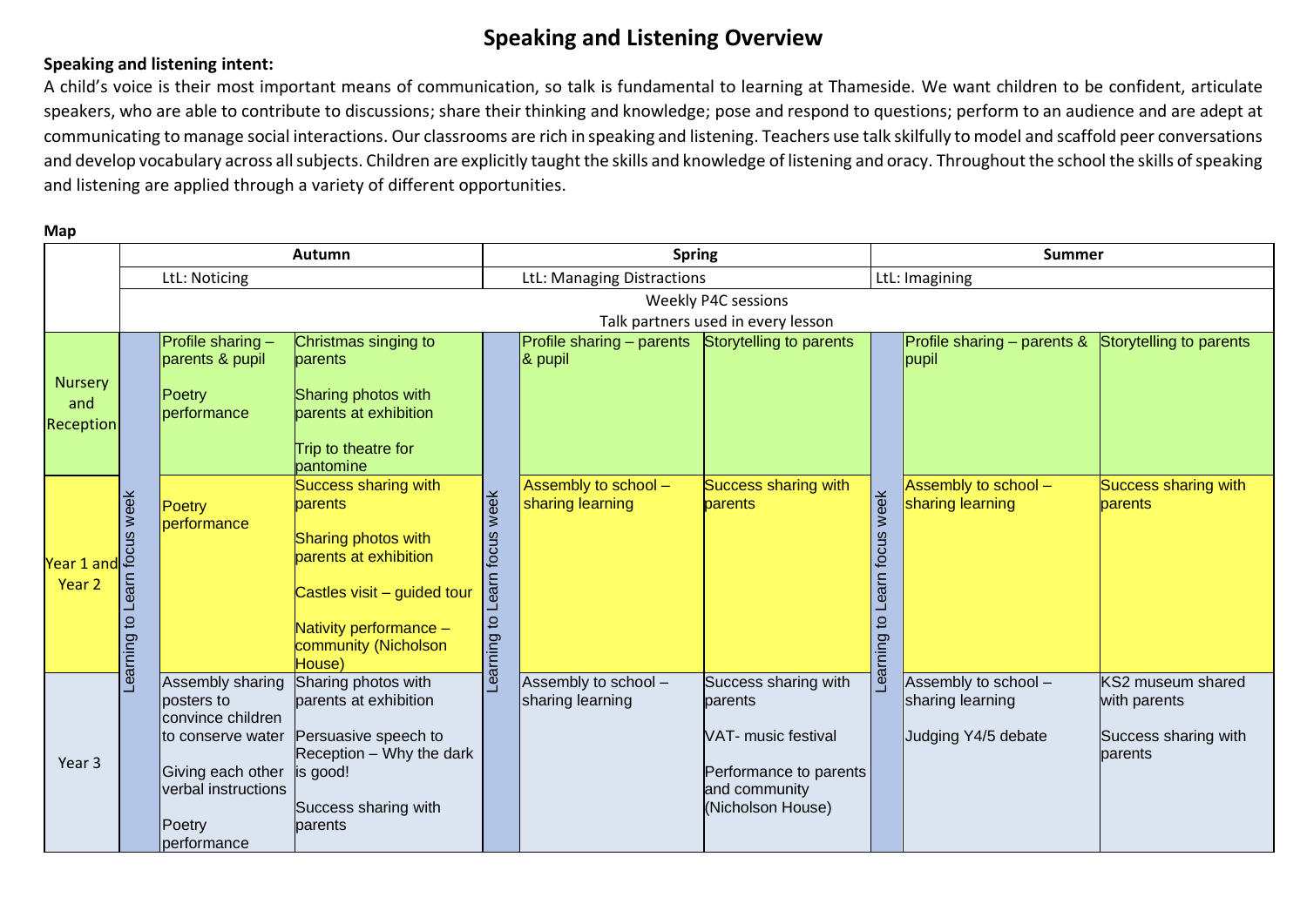# Speaking and Listening Overview

**Speaking and listening intent:**

A child's voice is their most important means of communication, so talk is fundamental to learning at Thameside. We want children to be confident, articulate speakers, who are able to contribute to discussions; share their thinking and knowledge; pose and respond to questions; perform to an audience and are adept at communicating to manage social interactions. Our classrooms are rich in speaking and listening. Teachers use talk skilfully to model and scaffold peer conversations and develop vocabulary across all subjects. Children are explicitly taught the skills and knowledge of listening and oracy. Throughout the school the skills of speaking and listening are applied through a variety of different opportunities.

**Map**

| | Autumn | | | Spring | | | Summer | | |
|---|---|---|---|---|---|---|---|---|---|
| | LtL: Noticing | | | LtL: Managing Distractions | | | LtL: Imagining | | |
| | Weekly P4C sessions<br>Talk partners used in every lesson | | | | | | | | |
| Nursery and Reception | Learning to Learn focus week | Profile sharing – parents & pupil<br><br>Poetry performance | Christmas singing to parents<br><br>Sharing photos with parents at exhibition<br><br>Trip to theatre for pantomine | Learning to Learn focus week | Profile sharing – parents & pupil | Storytelling to parents | Learning to Learn focus week | Profile sharing – parents & pupil | Storytelling to parents |
| Year 1 and Year 2 | Learning to Learn focus week | Poetry performance | Success sharing with parents<br><br>Sharing photos with parents at exhibition<br><br>Castles visit – guided tour<br><br>Nativity performance – community (Nicholson House) | Learning to Learn focus week | Assembly to school – sharing learning | Success sharing with parents | Learning to Learn focus week | Assembly to school – sharing learning | Success sharing with parents |
| Year 3 | Learning to Learn focus week | Assembly sharing posters to convince children to conserve water<br><br>Giving each other verbal instructions<br><br>Poetry performance | Sharing photos with parents at exhibition<br><br>Persuasive speech to Reception – Why the dark is good!<br><br>Success sharing with parents | Learning to Learn focus week | Assembly to school – sharing learning | Success sharing with parents<br><br>VAT- music festival<br><br>Performance to parents and community (Nicholson House) | Learning to Learn focus week | Assembly to school – sharing learning<br><br>Judging Y4/5 debate | KS2 museum shared with parents<br><br>Success sharing with parents |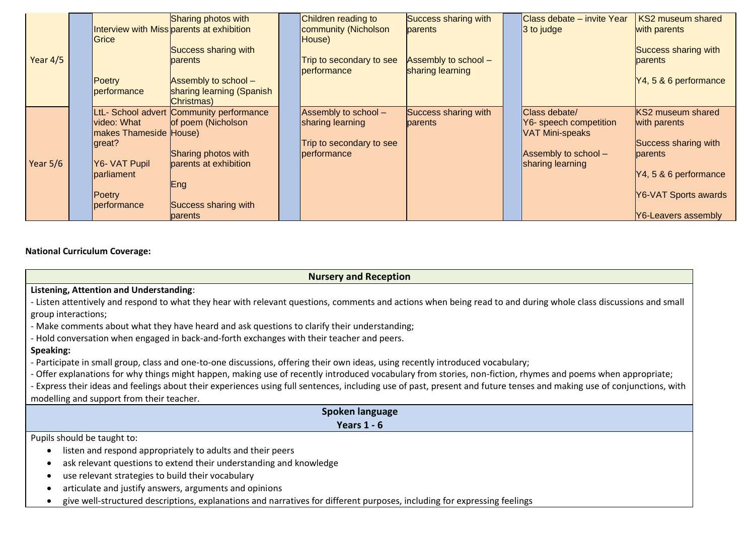| | | | | | | | | |
|---|---|---|---|---|---|---|---|---|
| Year 4/5 | | Interview with Miss Grice<br><br>Poetry performance | Sharing photos with parents at exhibition<br><br>Success sharing with parents<br><br>Assembly to school – sharing learning (Spanish Christmas) | | Children reading to community (Nicholson House)<br><br>Trip to secondary to see performance | Success sharing with parents<br><br>Assembly to school – sharing learning | | Class debate – invite Year 3 to judge | KS2 museum shared with parents<br><br>Success sharing with parents<br><br>Y4, 5 & 6 performance |
| Year 5/6 | | LtL- School advert video: What makes Thameside great?<br><br>Y6- VAT Pupil parliament<br><br>Poetry performance | Community performance of poem (Nicholson House)<br><br>Sharing photos with parents at exhibition<br><br>Eng<br><br>Success sharing with parents | | Assembly to school – sharing learning<br><br>Trip to secondary to see performance | Success sharing with parents | | Class debate/<br>Y6- speech competition<br>VAT Mini-speaks<br><br>Assembly to school – sharing learning | KS2 museum shared with parents<br><br>Success sharing with parents<br><br>Y4, 5 & 6 performance<br><br>Y6-VAT Sports awards<br><br>Y6-Leavers assembly |

**National Curriculum Coverage:**

| Nursery and Reception |
|---|
| **Listening, Attention and Understanding**:<br>- Listen attentively and respond to what they hear with relevant questions, comments and actions when being read to and during whole class discussions and small group interactions;<br>- Make comments about what they have heard and ask questions to clarify their understanding;<br>- Hold conversation when engaged in back-and-forth exchanges with their teacher and peers.<br>**Speaking:**<br>- Participate in small group, class and one-to-one discussions, offering their own ideas, using recently introduced vocabulary;<br>- Offer explanations for why things might happen, making use of recently introduced vocabulary from stories, non-fiction, rhymes and poems when appropriate;<br>- Express their ideas and feelings about their experiences using full sentences, including use of past, present and future tenses and making use of conjunctions, with modelling and support from their teacher. |
| **Spoken language**<br>**Years 1 - 6** |
| Pupils should be taught to:<br>• listen and respond appropriately to adults and their peers<br>• ask relevant questions to extend their understanding and knowledge<br>• use relevant strategies to build their vocabulary<br>• articulate and justify answers, arguments and opinions<br>• give well-structured descriptions, explanations and narratives for different purposes, including for expressing feelings |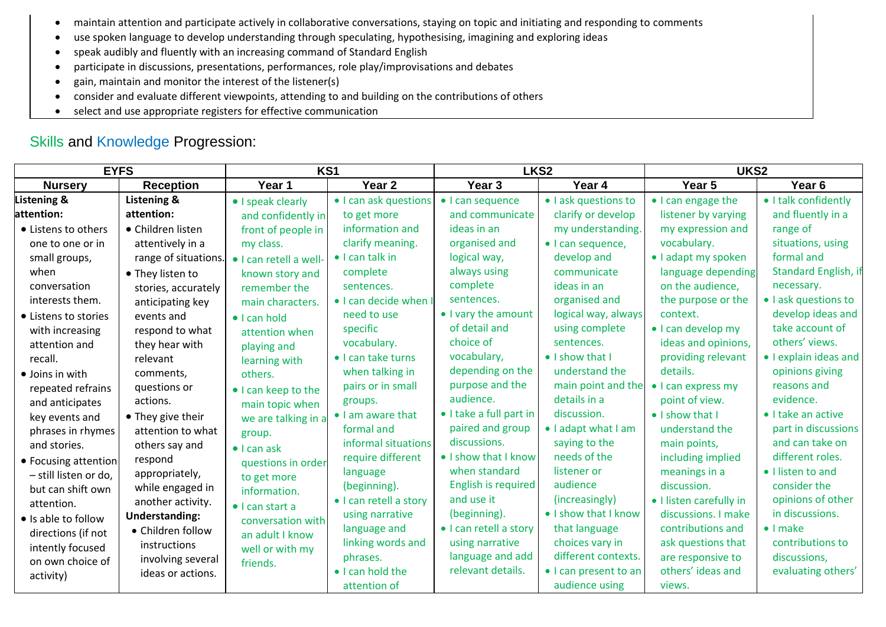- maintain attention and participate actively in collaborative conversations, staying on topic and initiating and responding to comments
- use spoken language to develop understanding through speculating, hypothesising, imagining and exploring ideas
- speak audibly and fluently with an increasing command of Standard English
- participate in discussions, presentations, performances, role play/improvisations and debates
- gain, maintain and monitor the interest of the listener(s)
- consider and evaluate different viewpoints, attending to and building on the contributions of others
- select and use appropriate registers for effective communication

## Skills and Knowledge Progression:

| EYFS | | KS1 | | LKS2 | | UKS2 | |
|---|---|---|---|---|---|---|---|
| **Nursery** | **Reception** | **Year 1** | **Year 2** | **Year 3** | **Year 4** | **Year 5** | **Year 6** |
| **Listening & attention:**<br>• Listens to others one to one or in small groups, when conversation interests them.<br>• Listens to stories with increasing attention and recall.<br>• Joins in with repeated refrains and anticipates key events and phrases in rhymes and stories.<br>• Focusing attention – still listen or do, but can shift own attention.<br>• Is able to follow directions (if not intently focused on own choice of activity) | **Listening & attention:**<br>• Children listen attentively in a range of situations.<br>• They listen to stories, accurately anticipating key events and respond to what they hear with relevant comments, questions or actions.<br>• They give their attention to what others say and respond appropriately, while engaged in another activity.<br>**Understanding:**<br>• Children follow instructions involving several ideas or actions. | • I speak clearly and confidently in front of people in my class.<br>• I can retell a well-known story and remember the main characters.<br>• I can hold attention when playing and learning with others.<br>• I can keep to the main topic when we are talking in a group.<br>• I can ask questions in order to get more information.<br>• I can start a conversation with an adult I know well or with my friends. | • I can ask questions to get more information and clarify meaning.<br>• I can talk in complete sentences.<br>• I can decide when I need to use specific vocabulary.<br>• I can take turns when talking in pairs or in small groups.<br>• I am aware that formal and informal situations require different language (beginning).<br>• I can retell a story using narrative language and linking words and phrases.<br>• I can hold the attention of | • I can sequence and communicate ideas in an organised and logical way, always using complete sentences.<br>• I vary the amount of detail and choice of vocabulary, depending on the purpose and the audience.<br>• I take a full part in paired and group discussions.<br>• I show that I know when standard English is required and use it (beginning).<br>• I can retell a story using narrative language and add relevant details. | • I ask questions to clarify or develop my understanding.<br>• I can sequence, develop and communicate ideas in an organised and logical way, always using complete sentences.<br>• I show that I understand the main point and the details in a discussion.<br>• I adapt what I am saying to the needs of the listener or audience (increasingly)<br>• I show that I know that language choices vary in different contexts.<br>• I can present to an audience using | • I can engage the listener by varying my expression and vocabulary.<br>• I adapt my spoken language depending on the audience, the purpose or the context.<br>• I can develop my ideas and opinions, providing relevant details.<br>• I can express my point of view.<br>• I show that I understand the main points, including implied meanings in a discussion.<br>• I listen carefully in discussions. I make contributions and ask questions that are responsive to others' ideas and views. | • I talk confidently and fluently in a range of situations, using formal and Standard English, if necessary.<br>• I ask questions to develop ideas and take account of others' views.<br>• I explain ideas and opinions giving reasons and evidence.<br>• I take an active part in discussions and can take on different roles.<br>• I listen to and consider the opinions of other in discussions.<br>• I make contributions to discussions, evaluating others' |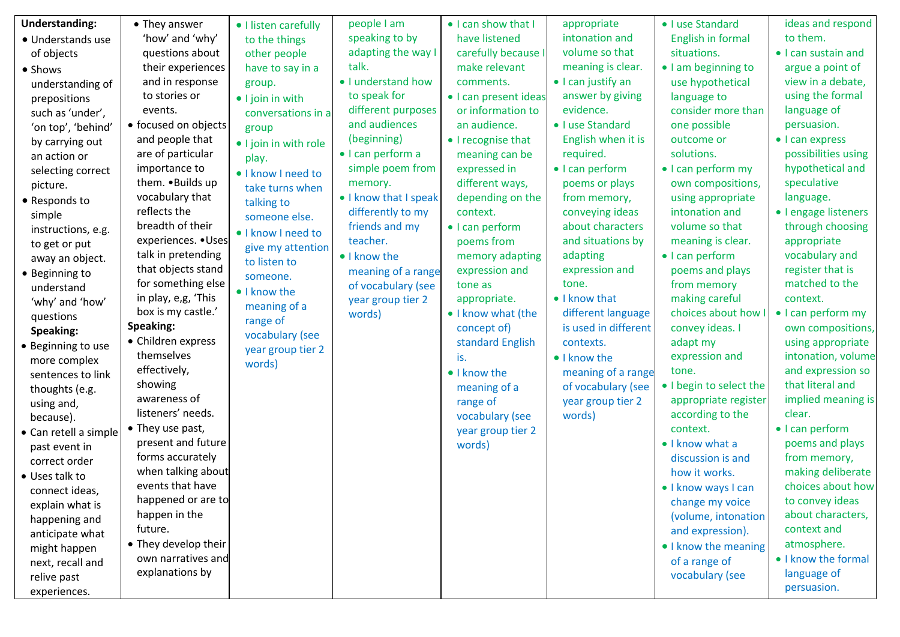| | | | | | | | |
|---|---|---|---|---|---|---|---|
| **Understanding:**<br>• Understands use of objects<br>• Shows understanding of prepositions such as 'under', 'on top', 'behind' by carrying out an action or selecting correct picture.<br>• Responds to simple instructions, e.g. to get or put away an object.<br>• Beginning to understand 'why' and 'how' questions<br>**Speaking:**<br>• Beginning to use more complex sentences to link thoughts (e.g. using and, because).<br>• Can retell a simple past event in correct order<br>• Uses talk to connect ideas, explain what is happening and anticipate what might happen next, recall and relive past experiences. | • They answer 'how' and 'why' questions about their experiences and in response to stories or events.<br>• focused on objects and people that are of particular importance to them. •Builds up vocabulary that reflects the breadth of their experiences. •Uses talk in pretending that objects stand for something else in play, e,g, 'This box is my castle.'<br>**Speaking:**<br>• Children express themselves effectively, showing awareness of listeners' needs.<br>• They use past, present and future forms accurately when talking about events that have happened or are to happen in the future.<br>• They develop their own narratives and explanations by | • I listen carefully to the things other people have to say in a group.<br>• I join in with conversations in a group<br>• I join in with role play.<br>• I know I need to take turns when talking to someone else.<br>• I know I need to give my attention to listen to someone.<br>• I know the meaning of a range of vocabulary (see year group tier 2 words) | people I am speaking to by adapting the way I talk.<br>• I understand how to speak for different purposes and audiences (beginning)<br>• I can perform a simple poem from memory.<br>• I know that I speak differently to my friends and my teacher.<br>• I know the meaning of a range of vocabulary (see year group tier 2 words) | • I can show that I have listened carefully because I make relevant comments.<br>• I can present ideas or information to an audience.<br>• I recognise that meaning can be expressed in different ways, depending on the context.<br>• I can perform poems from memory adapting expression and tone as appropriate.<br>• I know what (the concept of) standard English is.<br>• I know the meaning of a range of vocabulary (see year group tier 2 words) | appropriate intonation and volume so that meaning is clear.<br>• I can justify an answer by giving evidence.<br>• I use Standard English when it is required.<br>• I can perform poems or plays from memory, conveying ideas about characters and situations by adapting expression and tone.<br>• I know that different language is used in different contexts.<br>• I know the meaning of a range of vocabulary (see year group tier 2 words) | • I use Standard English in formal situations.<br>• I am beginning to use hypothetical language to consider more than one possible outcome or solutions.<br>• I can perform my own compositions, using appropriate intonation and volume so that meaning is clear.<br>• I can perform poems and plays from memory making careful choices about how I convey ideas. I adapt my expression and tone.<br>• I begin to select the appropriate register according to the context.<br>• I know what a discussion is and how it works.<br>• I know ways I can change my voice (volume, intonation and expression).<br>• I know the meaning of a range of vocabulary (see | ideas and respond to them.<br>• I can sustain and argue a point of view in a debate, using the formal language of persuasion.<br>• I can express possibilities using hypothetical and speculative language.<br>• I engage listeners through choosing appropriate vocabulary and register that is matched to the context.<br>• I can perform my own compositions, using appropriate intonation, volume and expression so that literal and implied meaning is clear.<br>• I can perform poems and plays from memory, making deliberate choices about how to convey ideas about characters, context and atmosphere.<br>• I know the formal language of persuasion. |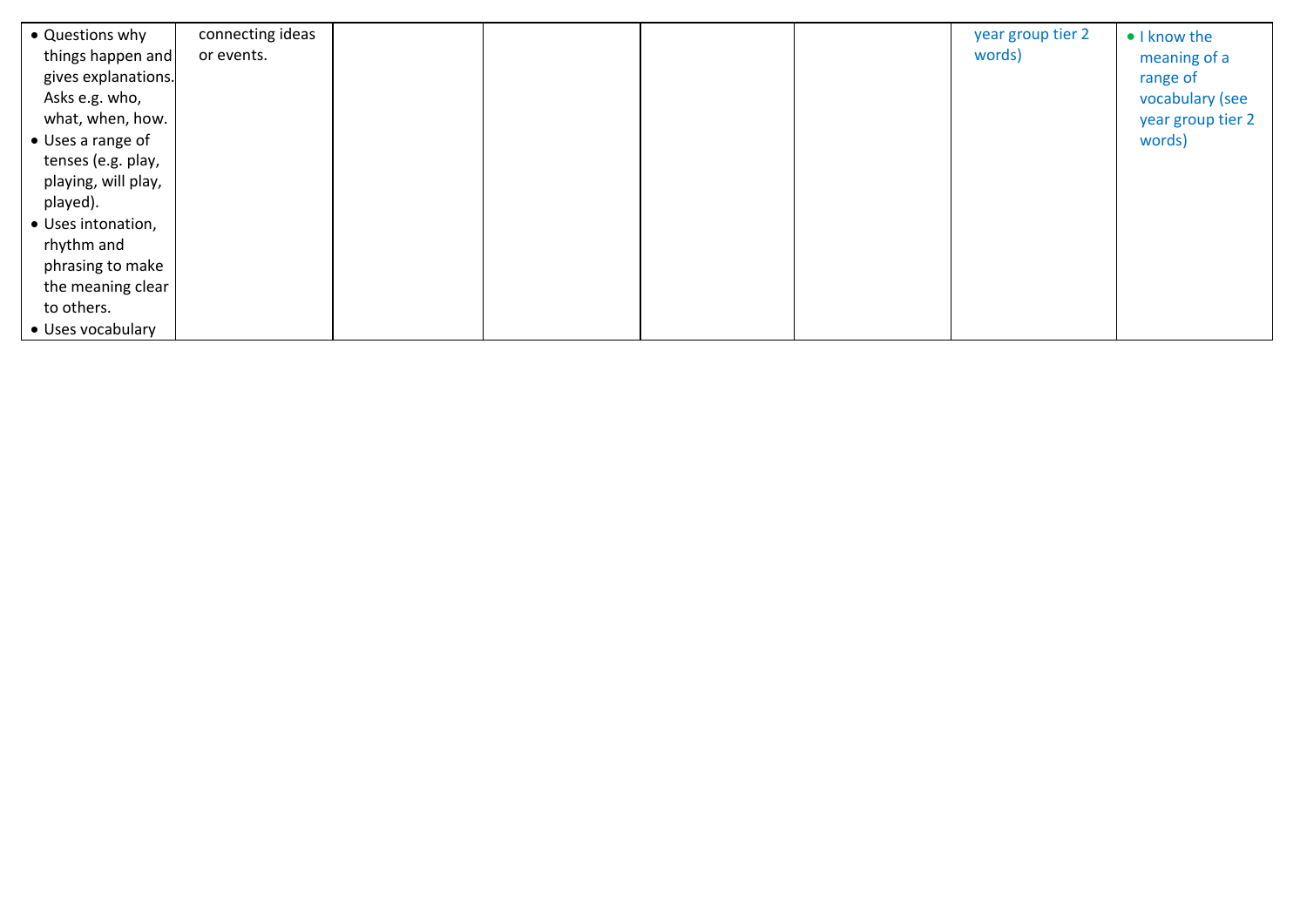| | | | | | | | |
|---|---|---|---|---|---|---|---|
| • Questions why things happen and gives explanations. Asks e.g. who, what, when, how.<br>• Uses a range of tenses (e.g. play, playing, will play, played).<br>• Uses intonation, rhythm and phrasing to make the meaning clear to others.<br>• Uses vocabulary | connecting ideas or events. | | | | | year group tier 2 words) | • I know the meaning of a range of vocabulary (see year group tier 2 words) |